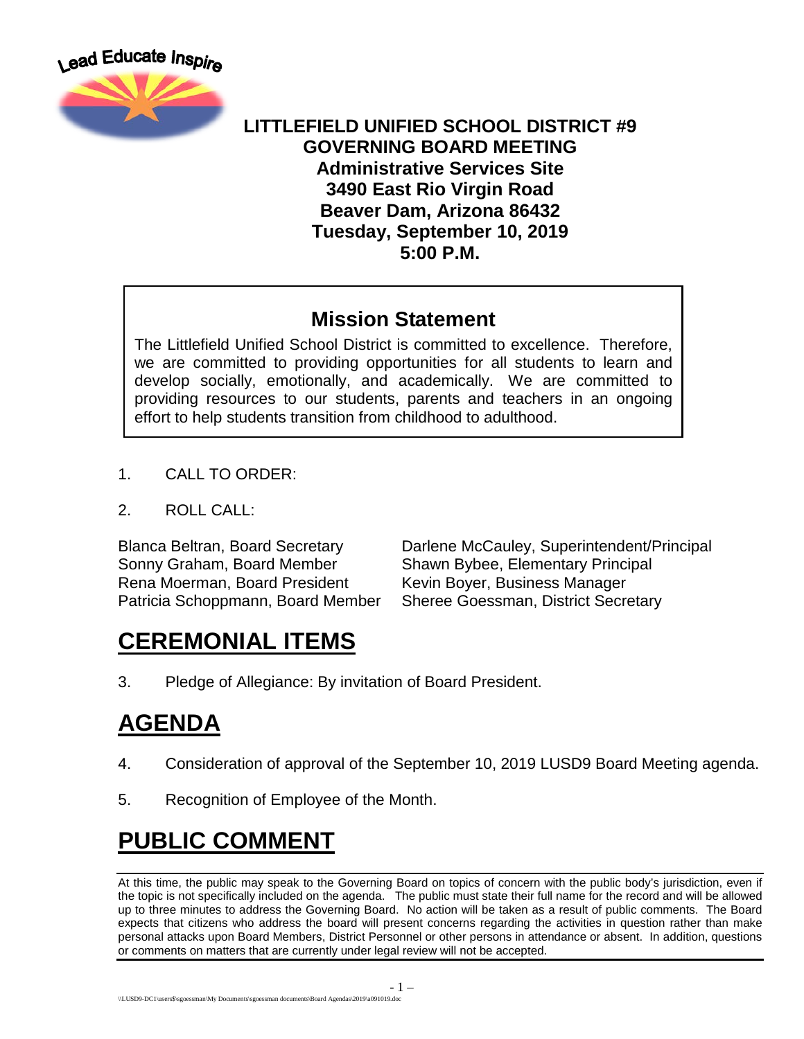Lead Educate Inspire

# LITTLEFIELD UNIFIED SCHOOL DISTRICT #9
## GOVERNING BOARD MEETING
**Administrative Services Site**
**3490 East Rio Virgin Road**
**Beaver Dam, Arizona 86432**
**Tuesday, September 10, 2019**
**5:00 P.M.**

## Mission Statement

The Littlefield Unified School District is committed to excellence. Therefore, we are committed to providing opportunities for all students to learn and develop socially, emotionally, and academically. We are committed to providing resources to our students, parents and teachers in an ongoing effort to help students transition from childhood to adulthood.

1. CALL TO ORDER:

2. ROLL CALL:

| | |
|---|---|
| Blanca Beltran, Board Secretary | Darlene McCauley, Superintendent/Principal |
| Sonny Graham, Board Member | Shawn Bybee, Elementary Principal |
| Rena Moerman, Board President | Kevin Boyer, Business Manager |
| Patricia Schoppmann, Board Member | Sheree Goessman, District Secretary |

# CEREMONIAL ITEMS

3. Pledge of Allegiance: By invitation of Board President.

# AGENDA

4. Consideration of approval of the September 10, 2019 LUSD9 Board Meeting agenda.

5. Recognition of Employee of the Month.

# PUBLIC COMMENT

At this time, the public may speak to the Governing Board on topics of concern with the public body's jurisdiction, even if the topic is not specifically included on the agenda. The public must state their full name for the record and will be allowed up to three minutes to address the Governing Board. No action will be taken as a result of public comments. The Board expects that citizens who address the board will present concerns regarding the activities in question rather than make personal attacks upon Board Members, District Personnel or other persons in attendance or absent. In addition, questions or comments on matters that are currently under legal review will not be accepted.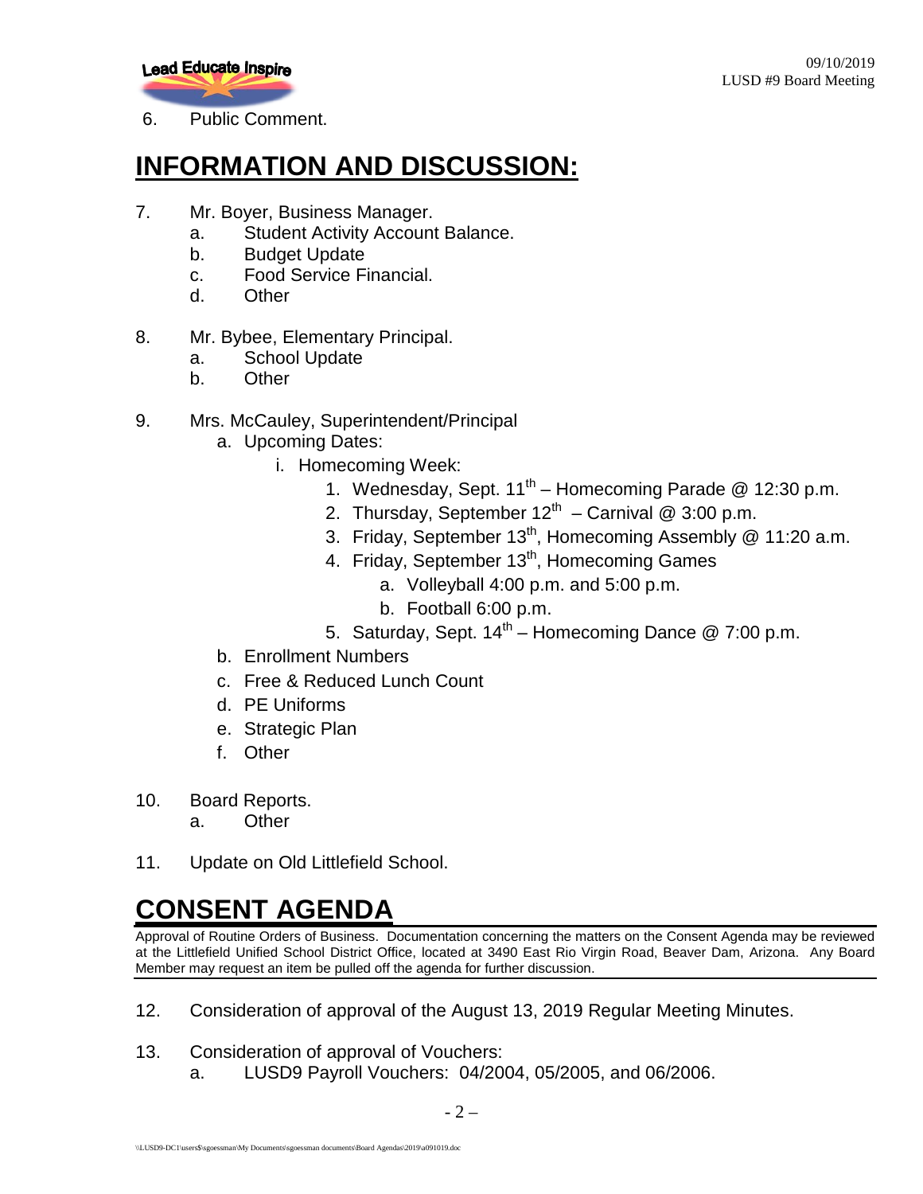6. Public Comment.

# INFORMATION AND DISCUSSION:

7. Mr. Boyer, Business Manager.
   a. Student Activity Account Balance.
   b. Budget Update
   c. Food Service Financial.
   d. Other

8. Mr. Bybee, Elementary Principal.
   a. School Update
   b. Other

9. Mrs. McCauley, Superintendent/Principal
   a. Upcoming Dates:
      i. Homecoming Week:
         1. Wednesday, Sept. 11th – Homecoming Parade @ 12:30 p.m.
         2. Thursday, September 12th – Carnival @ 3:00 p.m.
         3. Friday, September 13th, Homecoming Assembly @ 11:20 a.m.
         4. Friday, September 13th, Homecoming Games
            a. Volleyball 4:00 p.m. and 5:00 p.m.
            b. Football 6:00 p.m.
         5. Saturday, Sept. 14th – Homecoming Dance @ 7:00 p.m.
   b. Enrollment Numbers
   c. Free & Reduced Lunch Count
   d. PE Uniforms
   e. Strategic Plan
   f. Other

10. Board Reports.
    a. Other

11. Update on Old Littlefield School.

# CONSENT AGENDA

Approval of Routine Orders of Business. Documentation concerning the matters on the Consent Agenda may be reviewed at the Littlefield Unified School District Office, located at 3490 East Rio Virgin Road, Beaver Dam, Arizona. Any Board Member may request an item be pulled off the agenda for further discussion.

12. Consideration of approval of the August 13, 2019 Regular Meeting Minutes.

13. Consideration of approval of Vouchers:
    a. LUSD9 Payroll Vouchers: 04/2004, 05/2005, and 06/2006.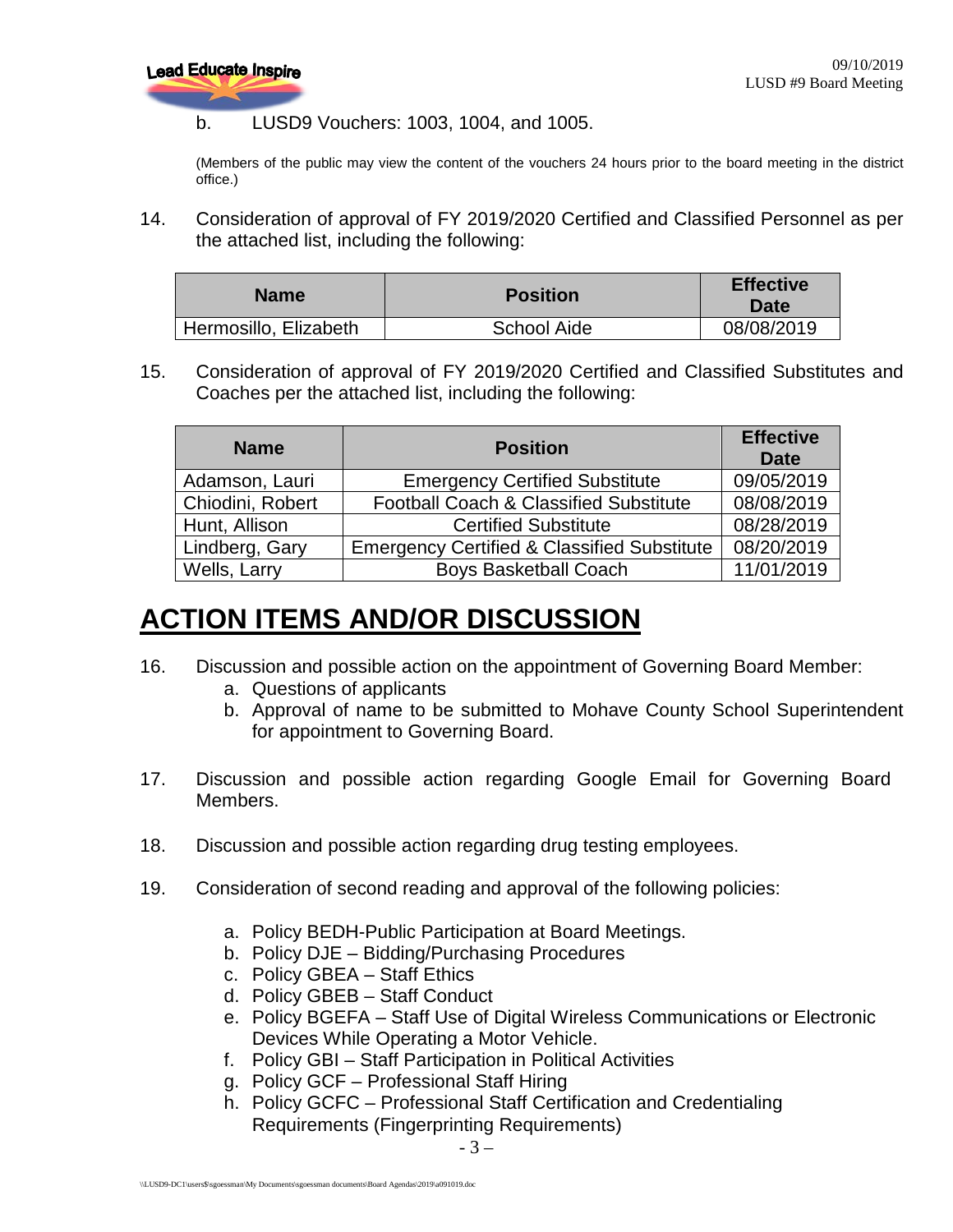b. LUSD9 Vouchers: 1003, 1004, and 1005.

(Members of the public may view the content of the vouchers 24 hours prior to the board meeting in the district office.)

14. Consideration of approval of FY 2019/2020 Certified and Classified Personnel as per the attached list, including the following:

| Name | Position | Effective Date |
|---|---|---|
| Hermosillo, Elizabeth | School Aide | 08/08/2019 |

15. Consideration of approval of FY 2019/2020 Certified and Classified Substitutes and Coaches per the attached list, including the following:

| Name | Position | Effective Date |
|---|---|---|
| Adamson, Lauri | Emergency Certified Substitute | 09/05/2019 |
| Chiodini, Robert | Football Coach & Classified Substitute | 08/08/2019 |
| Hunt, Allison | Certified Substitute | 08/28/2019 |
| Lindberg, Gary | Emergency Certified & Classified Substitute | 08/20/2019 |
| Wells, Larry | Boys Basketball Coach | 11/01/2019 |

# ACTION ITEMS AND/OR DISCUSSION

16. Discussion and possible action on the appointment of Governing Board Member:
    a. Questions of applicants
    b. Approval of name to be submitted to Mohave County School Superintendent for appointment to Governing Board.

17. Discussion and possible action regarding Google Email for Governing Board Members.

18. Discussion and possible action regarding drug testing employees.

19. Consideration of second reading and approval of the following policies:

    a. Policy BEDH-Public Participation at Board Meetings.
    b. Policy DJE – Bidding/Purchasing Procedures
    c. Policy GBEA – Staff Ethics
    d. Policy GBEB – Staff Conduct
    e. Policy BGEFA – Staff Use of Digital Wireless Communications or Electronic Devices While Operating a Motor Vehicle.
    f. Policy GBI – Staff Participation in Political Activities
    g. Policy GCF – Professional Staff Hiring
    h. Policy GCFC – Professional Staff Certification and Credentialing Requirements (Fingerprinting Requirements)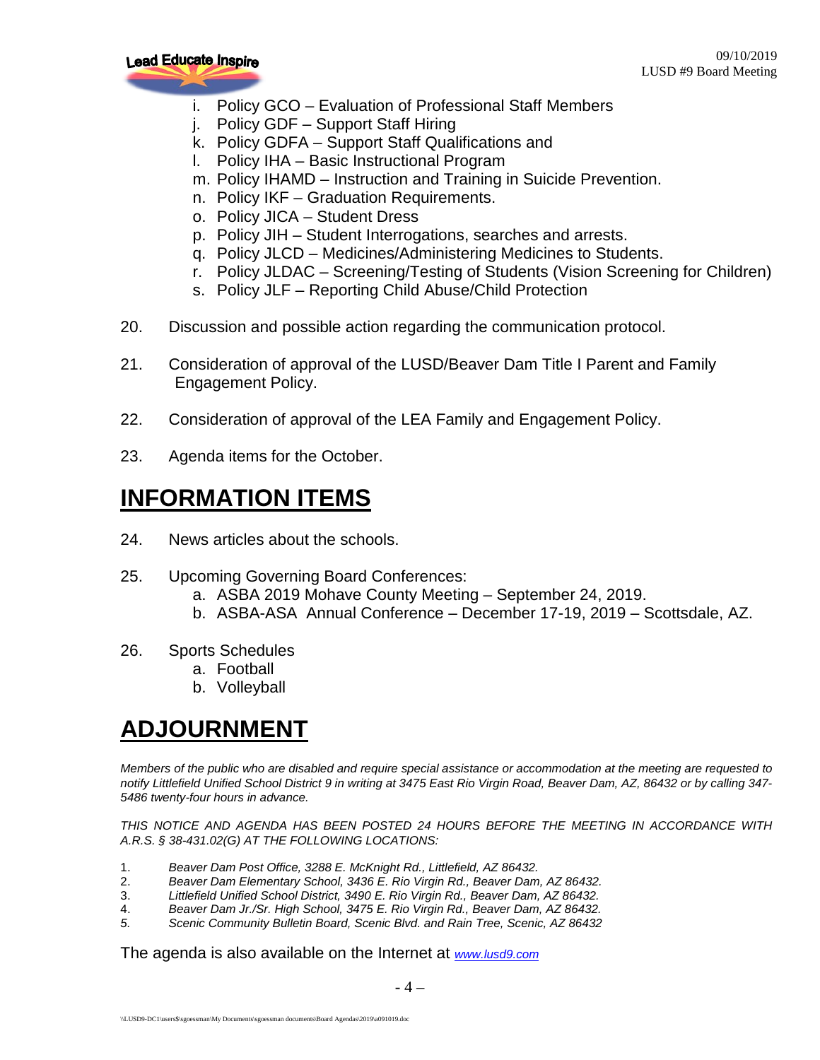i. Policy GCO – Evaluation of Professional Staff Members
j. Policy GDF – Support Staff Hiring
k. Policy GDFA – Support Staff Qualifications and
l. Policy IHA – Basic Instructional Program
m. Policy IHAMD – Instruction and Training in Suicide Prevention.
n. Policy IKF – Graduation Requirements.
o. Policy JICA – Student Dress
p. Policy JIH – Student Interrogations, searches and arrests.
q. Policy JLCD – Medicines/Administering Medicines to Students.
r. Policy JLDAC – Screening/Testing of Students (Vision Screening for Children)
s. Policy JLF – Reporting Child Abuse/Child Protection

20. Discussion and possible action regarding the communication protocol.

21. Consideration of approval of the LUSD/Beaver Dam Title I Parent and Family Engagement Policy.

22. Consideration of approval of the LEA Family and Engagement Policy.

23. Agenda items for the October.

# INFORMATION ITEMS

24. News articles about the schools.

25. Upcoming Governing Board Conferences:
    a. ASBA 2019 Mohave County Meeting – September 24, 2019.
    b. ASBA-ASA Annual Conference – December 17-19, 2019 – Scottsdale, AZ.

26. Sports Schedules
    a. Football
    b. Volleyball

# ADJOURNMENT

*Members of the public who are disabled and require special assistance or accommodation at the meeting are requested to notify Littlefield Unified School District 9 in writing at 3475 East Rio Virgin Road, Beaver Dam, AZ, 86432 or by calling 347-5486 twenty-four hours in advance.*

*THIS NOTICE AND AGENDA HAS BEEN POSTED 24 HOURS BEFORE THE MEETING IN ACCORDANCE WITH A.R.S. § 38-431.02(G) AT THE FOLLOWING LOCATIONS:*

1. *Beaver Dam Post Office, 3288 E. McKnight Rd., Littlefield, AZ 86432.*
2. *Beaver Dam Elementary School, 3436 E. Rio Virgin Rd., Beaver Dam, AZ 86432.*
3. *Littlefield Unified School District, 3490 E. Rio Virgin Rd., Beaver Dam, AZ 86432.*
4. *Beaver Dam Jr./Sr. High School, 3475 E. Rio Virgin Rd., Beaver Dam, AZ 86432.*
5. *Scenic Community Bulletin Board, Scenic Blvd. and Rain Tree, Scenic, AZ 86432*

The agenda is also available on the Internet at *www.lusd9.com*

\\LUSD9-DC1\users$\sgoessman\My Documents\sgoessman documents\Board Agendas\2019\a091019.doc